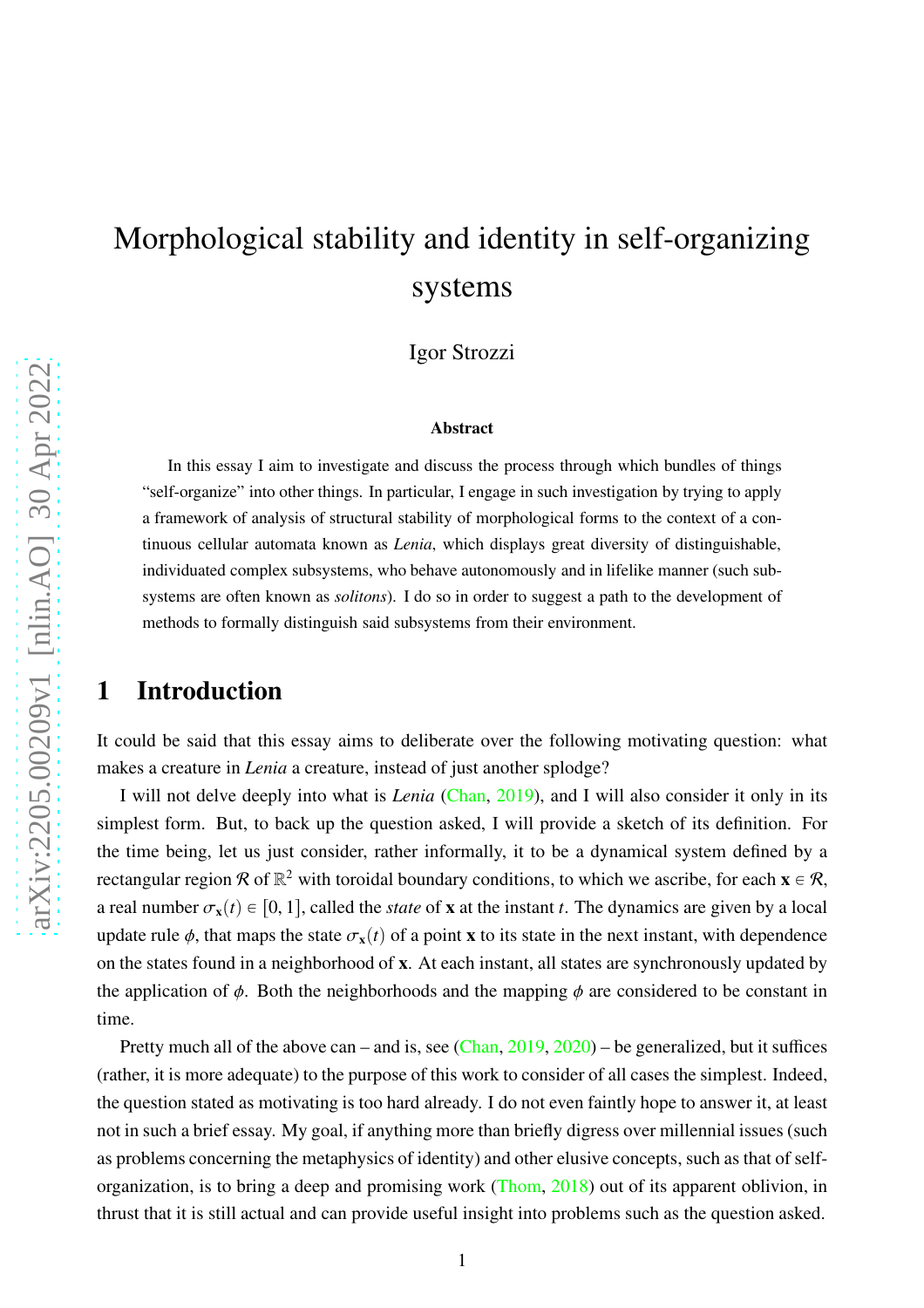# Morphological stability and identity in self-organizing systems

Igor Strozzi

### Abstract

In this essay I aim to investigate and discuss the process through which bundles of things "self-organize" into other things. In particular, I engage in such investigation by trying to apply a framework of analysis of structural stability of morphological forms to the context of a continuous cellular automata known as *Lenia*, which displays great diversity of distinguishable, individuated complex subsystems, who behave autonomously and in lifelike manner (such subsystems are often known as *solitons*). I do so in order to suggest a path to the development of methods to formally distinguish said subsystems from their environment.

## 1 Introduction

It could be said that this essay aims to deliberate over the following motivating question: what makes a creature in *Lenia* a creature, instead of just another splodge?

I will not delve deeply into what is *Lenia* (Chan, 2019), and I will also consider it only in its simplest form. But, to back up the question asked, I will provide a sketch of its definition. For the time being, let us just consider, rather informally, it to be a dynamical system defined by a rectangular region $\mathcal{R}$ of $\mathbb{R}^2$ with toroidal boundary conditions, to which we ascribe, for each $\mathbf{x} \in \mathcal{R}$, a real number $\sigma_{\mathbf{x}}(t) \in [0, 1]$, called the *state* of $\mathbf{x}$ at the instant $t$. The dynamics are given by a local update rule $\phi$, that maps the state $\sigma_{\mathbf{x}}(t)$ of a point $\mathbf{x}$ to its state in the next instant, with dependence on the states found in a neighborhood of $\mathbf{x}$. At each instant, all states are synchronously updated by the application of $\phi$. Both the neighborhoods and the mapping $\phi$ are considered to be constant in time.

Pretty much all of the above can – and is, see (Chan, 2019, 2020) – be generalized, but it suffices (rather, it is more adequate) to the purpose of this work to consider of all cases the simplest. Indeed, the question stated as motivating is too hard already. I do not even faintly hope to answer it, at least not in such a brief essay. My goal, if anything more than briefly digress over millennial issues (such as problems concerning the metaphysics of identity) and other elusive concepts, such as that of self-organization, is to bring a deep and promising work (Thom, 2018) out of its apparent oblivion, in thrust that it is still actual and can provide useful insight into problems such as the question asked.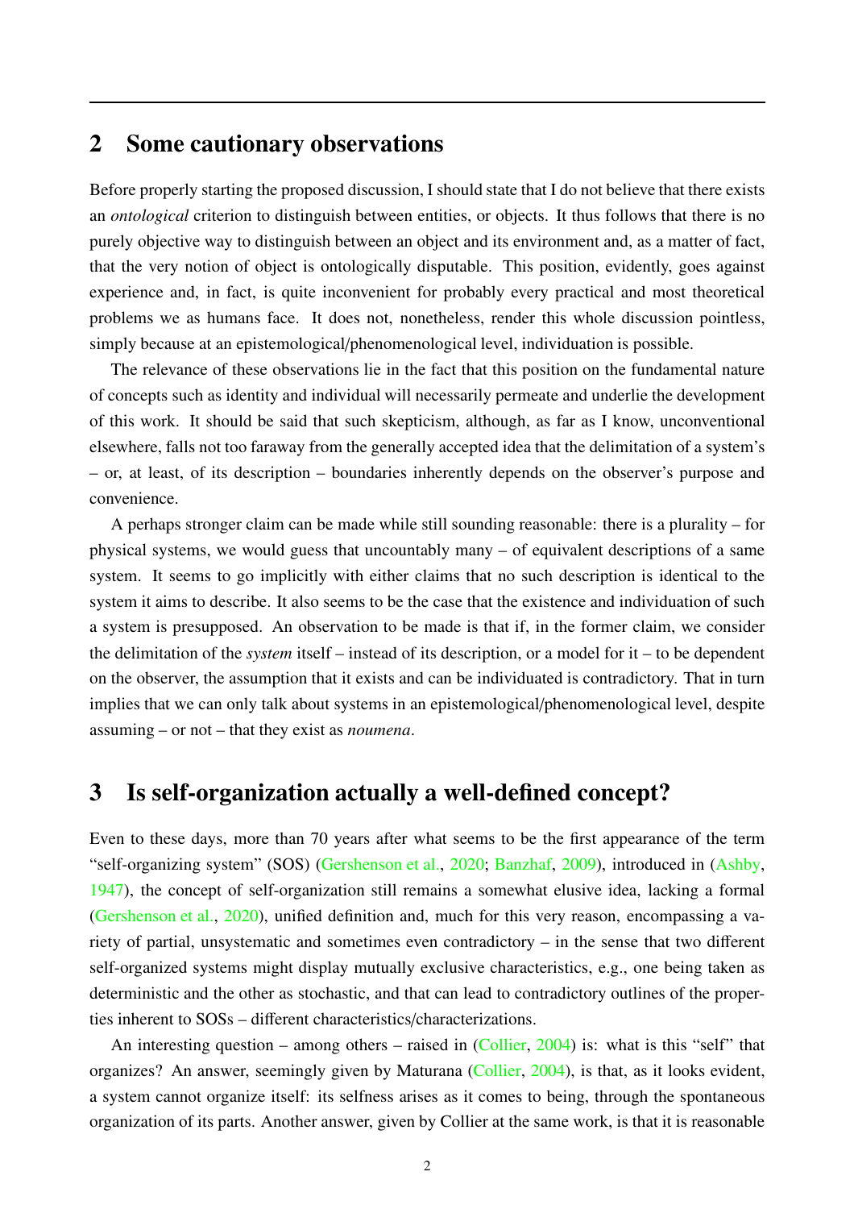## 2 Some cautionary observations

Before properly starting the proposed discussion, I should state that I do not believe that there exists an *ontological* criterion to distinguish between entities, or objects. It thus follows that there is no purely objective way to distinguish between an object and its environment and, as a matter of fact, that the very notion of object is ontologically disputable. This position, evidently, goes against experience and, in fact, is quite inconvenient for probably every practical and most theoretical problems we as humans face. It does not, nonetheless, render this whole discussion pointless, simply because at an epistemological/phenomenological level, individuation is possible.

The relevance of these observations lie in the fact that this position on the fundamental nature of concepts such as identity and individual will necessarily permeate and underlie the development of this work. It should be said that such skepticism, although, as far as I know, unconventional elsewhere, falls not too faraway from the generally accepted idea that the delimitation of a system's – or, at least, of its description – boundaries inherently depends on the observer's purpose and convenience.

A perhaps stronger claim can be made while still sounding reasonable: there is a plurality – for physical systems, we would guess that uncountably many – of equivalent descriptions of a same system. It seems to go implicitly with either claims that no such description is identical to the system it aims to describe. It also seems to be the case that the existence and individuation of such a system is presupposed. An observation to be made is that if, in the former claim, we consider the delimitation of the *system* itself – instead of its description, or a model for it – to be dependent on the observer, the assumption that it exists and can be individuated is contradictory. That in turn implies that we can only talk about systems in an epistemological/phenomenological level, despite assuming – or not – that they exist as *noumena*.

## 3 Is self-organization actually a well-defined concept?

Even to these days, more than 70 years after what seems to be the first appearance of the term "self-organizing system" (SOS) (Gershenson et al., 2020; Banzhaf, 2009), introduced in (Ashby, 1947), the concept of self-organization still remains a somewhat elusive idea, lacking a formal (Gershenson et al., 2020), unified definition and, much for this very reason, encompassing a variety of partial, unsystematic and sometimes even contradictory – in the sense that two different self-organized systems might display mutually exclusive characteristics, e.g., one being taken as deterministic and the other as stochastic, and that can lead to contradictory outlines of the properties inherent to SOSs – different characteristics/characterizations.

An interesting question – among others – raised in (Collier, 2004) is: what is this "self" that organizes? An answer, seemingly given by Maturana (Collier, 2004), is that, as it looks evident, a system cannot organize itself: its selfness arises as it comes to being, through the spontaneous organization of its parts. Another answer, given by Collier at the same work, is that it is reasonable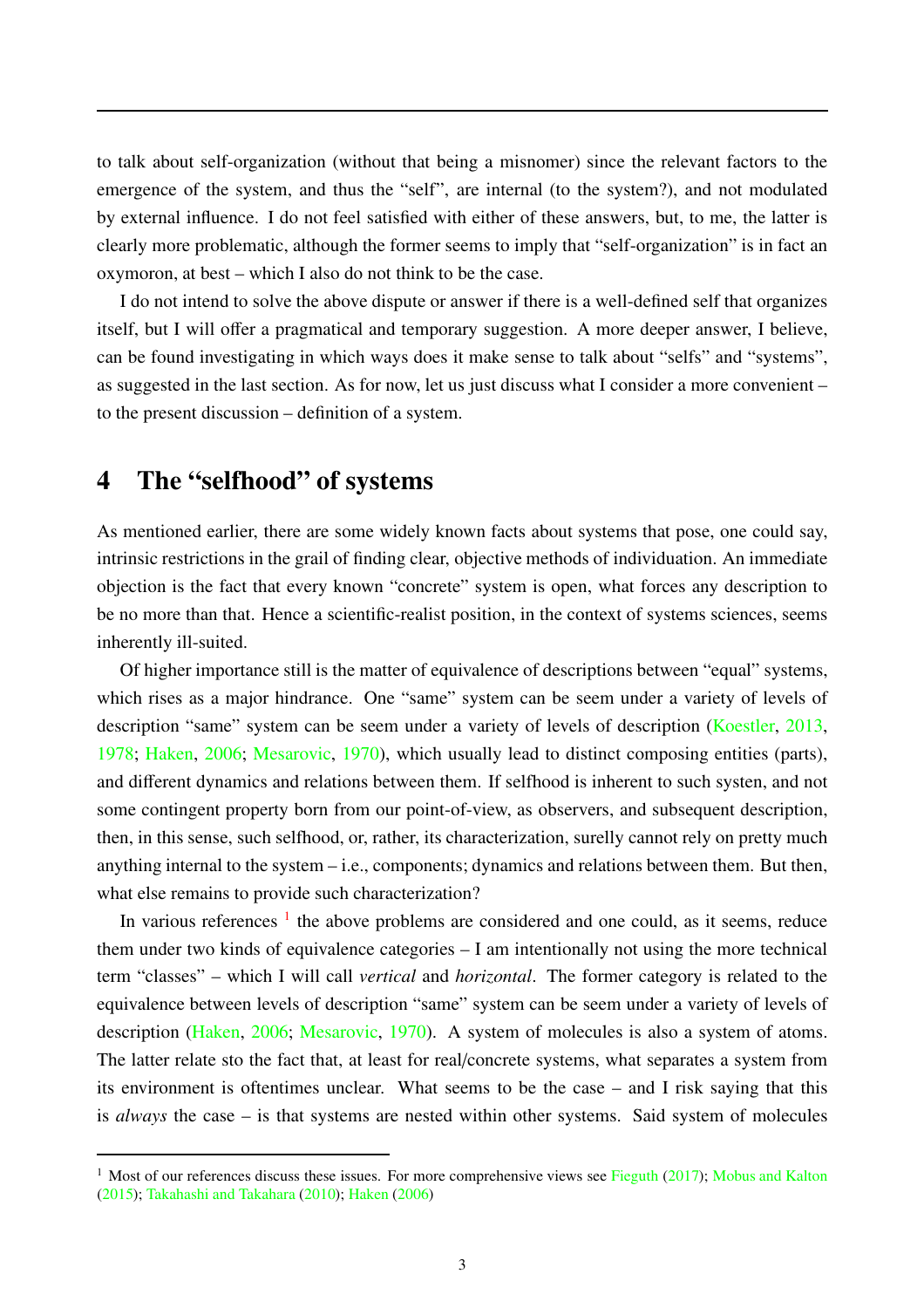to talk about self-organization (without that being a misnomer) since the relevant factors to the emergence of the system, and thus the "self", are internal (to the system?), and not modulated by external influence. I do not feel satisfied with either of these answers, but, to me, the latter is clearly more problematic, although the former seems to imply that "self-organization" is in fact an oxymoron, at best – which I also do not think to be the case.

I do not intend to solve the above dispute or answer if there is a well-defined self that organizes itself, but I will offer a pragmatical and temporary suggestion. A more deeper answer, I believe, can be found investigating in which ways does it make sense to talk about "selfs" and "systems", as suggested in the last section. As for now, let us just discuss what I consider a more convenient – to the present discussion – definition of a system.

# 4 The "selfhood" of systems

As mentioned earlier, there are some widely known facts about systems that pose, one could say, intrinsic restrictions in the grail of finding clear, objective methods of individuation. An immediate objection is the fact that every known "concrete" system is open, what forces any description to be no more than that. Hence a scientific-realist position, in the context of systems sciences, seems inherently ill-suited.

Of higher importance still is the matter of equivalence of descriptions between "equal" systems, which rises as a major hindrance. One "same" system can be seem under a variety of levels of description "same" system can be seem under a variety of levels of description (Koestler, 2013, 1978; Haken, 2006; Mesarovic, 1970), which usually lead to distinct composing entities (parts), and different dynamics and relations between them. If selfhood is inherent to such systen, and not some contingent property born from our point-of-view, as observers, and subsequent description, then, in this sense, such selfhood, or, rather, its characterization, surelly cannot rely on pretty much anything internal to the system – i.e., components; dynamics and relations between them. But then, what else remains to provide such characterization?

In various references [1] the above problems are considered and one could, as it seems, reduce them under two kinds of equivalence categories – I am intentionally not using the more technical term "classes" – which I will call *vertical* and *horizontal*. The former category is related to the equivalence between levels of description "same" system can be seem under a variety of levels of description (Haken, 2006; Mesarovic, 1970). A system of molecules is also a system of atoms. The latter relate sto the fact that, at least for real/concrete systems, what separates a system from its environment is oftentimes unclear. What seems to be the case – and I risk saying that this is *always* the case – is that systems are nested within other systems. Said system of molecules

[1] Most of our references discuss these issues. For more comprehensive views see Fieguth (2017); Mobus and Kalton (2015); Takahashi and Takahara (2010); Haken (2006)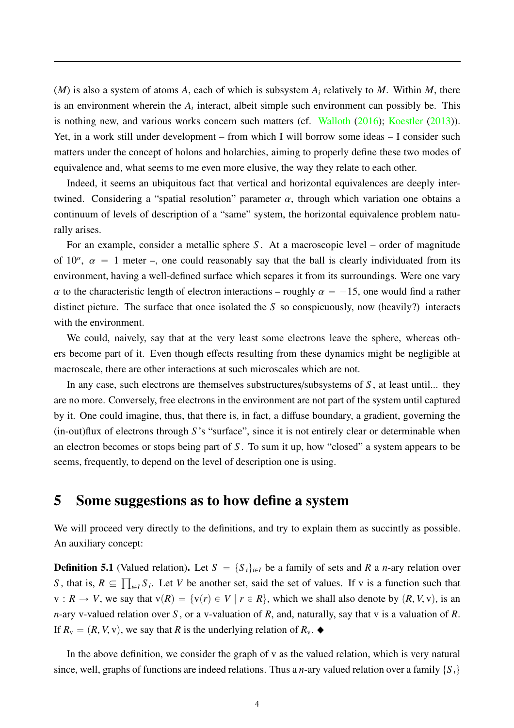($M$) is also a system of atoms $A$, each of which is subsystem $A_i$ relatively to $M$. Within $M$, there is an environment wherein the $A_i$ interact, albeit simple such environment can possibly be. This is nothing new, and various works concern such matters (cf. Walloth (2016); Koestler (2013)). Yet, in a work still under development – from which I will borrow some ideas – I consider such matters under the concept of holons and holarchies, aiming to properly define these two modes of equivalence and, what seems to me even more elusive, the way they relate to each other.

Indeed, it seems an ubiquitous fact that vertical and horizontal equivalences are deeply intertwined. Considering a "spatial resolution" parameter $\alpha$, through which variation one obtains a continuum of levels of description of a "same" system, the horizontal equivalence problem naturally arises.

For an example, consider a metallic sphere $S$. At a macroscopic level – order of magnitude of $10^{\alpha}$, $\alpha = 1$ meter –, one could reasonably say that the ball is clearly individuated from its environment, having a well-defined surface which separes it from its surroundings. Were one vary $\alpha$ to the characteristic length of electron interactions – roughly $\alpha = -15$, one would find a rather distinct picture. The surface that once isolated the $S$ so conspicuously, now (heavily?) interacts with the environment.

We could, naively, say that at the very least some electrons leave the sphere, whereas others become part of it. Even though effects resulting from these dynamics might be negligible at macroscale, there are other interactions at such microscales which are not.

In any case, such electrons are themselves substructures/subsystems of $S$, at least until... they are no more. Conversely, free electrons in the environment are not part of the system until captured by it. One could imagine, thus, that there is, in fact, a diffuse boundary, a gradient, governing the (in-out)flux of electrons through $S$'s "surface", since it is not entirely clear or determinable when an electron becomes or stops being part of $S$. To sum it up, how "closed" a system appears to be seems, frequently, to depend on the level of description one is using.

## 5 Some suggestions as to how define a system

We will proceed very directly to the definitions, and try to explain them as succintly as possible. An auxiliary concept:

**Definition 5.1** (Valued relation)**.** Let $S = \{S_i\}_{i \in I}$ be a family of sets and $R$ a $n$-ary relation over $S$, that is, $R \subseteq \prod_{i \in I} S_i$. Let $V$ be another set, said the set of values. If v is a function such that $\mathrm{v} : R \to V$, we say that $\mathrm{v}(R) = \{\mathrm{v}(r) \in V \mid r \in R\}$, which we shall also denote by $(R, V, \mathrm{v})$, is an $n$-ary v-valued relation over $S$, or a v-valuation of $R$, and, naturally, say that v is a valuation of $R$. If $R_{\mathrm{v}} = (R, V, \mathrm{v})$, we say that $R$ is the underlying relation of $R_{\mathrm{v}}$. ◆

In the above definition, we consider the graph of v as the valued relation, which is very natural since, well, graphs of functions are indeed relations. Thus a $n$-ary valued relation over a family $\{S_i\}$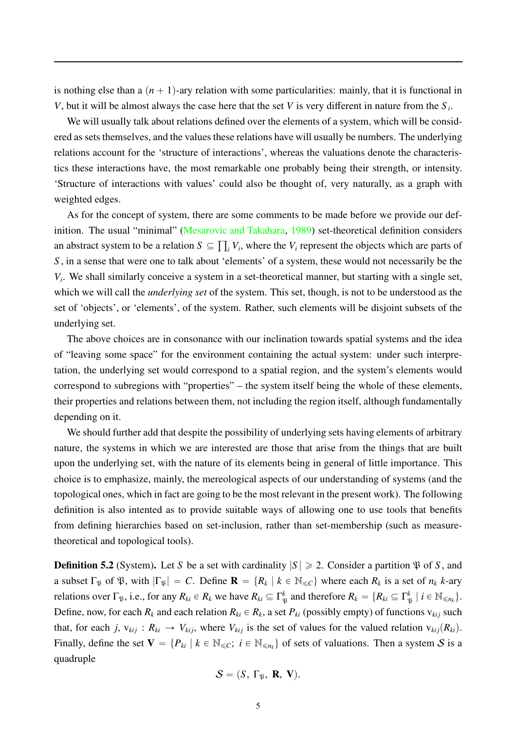is nothing else than a $(n+1)$-ary relation with some particularities: mainly, that it is functional in $V$, but it will be almost always the case here that the set $V$ is very different in nature from the $S_i$.

We will usually talk about relations defined over the elements of a system, which will be considered as sets themselves, and the values these relations have will usually be numbers. The underlying relations account for the 'structure of interactions', whereas the valuations denote the characteristics these interactions have, the most remarkable one probably being their strength, or intensity. 'Structure of interactions with values' could also be thought of, very naturally, as a graph with weighted edges.

As for the concept of system, there are some comments to be made before we provide our definition. The usual "minimal" (Mesarovic and Takahara, 1989) set-theoretical definition considers an abstract system to be a relation $S \subseteq \prod_i V_i$, where the $V_i$ represent the objects which are parts of $S$, in a sense that were one to talk about 'elements' of a system, these would not necessarily be the $V_i$. We shall similarly conceive a system in a set-theoretical manner, but starting with a single set, which we will call the *underlying set* of the system. This set, though, is not to be understood as the set of 'objects', or 'elements', of the system. Rather, such elements will be disjoint subsets of the underlying set.

The above choices are in consonance with our inclination towards spatial systems and the idea of "leaving some space" for the environment containing the actual system: under such interpretation, the underlying set would correspond to a spatial region, and the system's elements would correspond to subregions with "properties" – the system itself being the whole of these elements, their properties and relations between them, not including the region itself, although fundamentally depending on it.

We should further add that despite the possibility of underlying sets having elements of arbitrary nature, the systems in which we are interested are those that arise from the things that are built upon the underlying set, with the nature of its elements being in general of little importance. This choice is to emphasize, mainly, the mereological aspects of our understanding of systems (and the topological ones, which in fact are going to be the most relevant in the present work). The following definition is also intented as to provide suitable ways of allowing one to use tools that benefits from defining hierarchies based on set-inclusion, rather than set-membership (such as measure-theoretical and topological tools).

**Definition 5.2** (System)**.** Let $S$ be a set with cardinality $|S| \geqslant 2$. Consider a partition $\mathfrak{P}$ of $S$, and a subset $\Gamma_{\mathfrak{P}}$ of $\mathfrak{P}$, with $|\Gamma_{\mathfrak{P}}| = C$. Define $\mathbf{R} = \{R_k \mid k \in \mathbb{N}_{\leqslant C}\}$ where each $R_k$ is a set of $n_k$ $k$-ary relations over $\Gamma_{\mathfrak{P}}$, i.e., for any $R_{ki} \in R_k$ we have $R_{ki} \subseteq \Gamma_{\mathfrak{P}}^k$ and therefore $R_k = \{R_{ki} \subseteq \Gamma_{\mathfrak{P}}^k \mid i \in \mathbb{N}_{\leqslant n_k}\}$. Define, now, for each $R_k$ and each relation $R_{ki} \in R_k$, a set $P_{ki}$ (possibly empty) of functions $\mathrm{v}_{kij}$ such that, for each $j$, $\mathrm{v}_{kij} : R_{ki} \to V_{kij}$, where $V_{kij}$ is the set of values for the valued relation $\mathrm{v}_{kij}(R_{ki})$. Finally, define the set $\mathbf{V} = \{P_{ki} \mid k \in \mathbb{N}_{\leqslant C};\ i \in \mathbb{N}_{\leqslant n_k}\}$ of sets of valuations. Then a system $\mathcal{S}$ is a quadruple

$$\mathcal{S} = (S,\ \Gamma_{\mathfrak{P}},\ \mathbf{R},\ \mathbf{V}).$$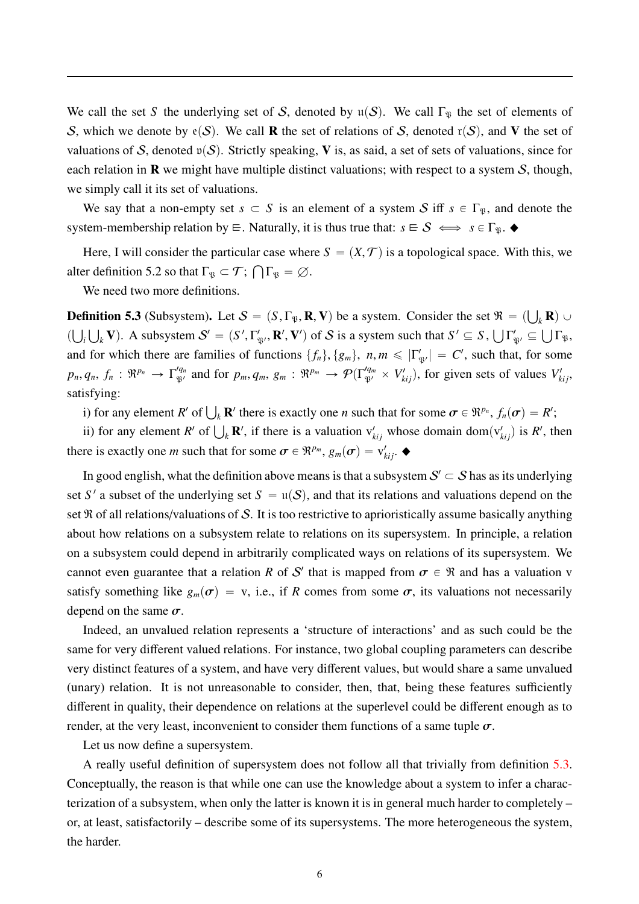We call the set $S$ the underlying set of $\mathcal{S}$, denoted by $\mathfrak{u}(\mathcal{S})$. We call $\Gamma_{\mathfrak{P}}$ the set of elements of $\mathcal{S}$, which we denote by $\mathfrak{e}(\mathcal{S})$. We call $\mathbf{R}$ the set of relations of $\mathcal{S}$, denoted $\mathfrak{r}(\mathcal{S})$, and $\mathbf{V}$ the set of valuations of $\mathcal{S}$, denoted $\mathfrak{v}(\mathcal{S})$. Strictly speaking, $\mathbf{V}$ is, as said, a set of sets of valuations, since for each relation in $\mathbf{R}$ we might have multiple distinct valuations; with respect to a system $\mathcal{S}$, though, we simply call it its set of valuations.

We say that a non-empty set $s \subset S$ is an element of a system $\mathcal{S}$ iff $s \in \Gamma_{\mathfrak{P}}$, and denote the system-membership relation by $\sqsubseteq$. Naturally, it is thus true that: $s \sqsubseteq \mathcal{S} \iff s \in \Gamma_{\mathfrak{P}}$. ◆

Here, I will consider the particular case where $S = (X, \mathcal{T})$ is a topological space. With this, we alter definition 5.2 so that $\Gamma_{\mathfrak{P}} \subset \mathcal{T}$; $\bigcap \Gamma_{\mathfrak{P}} = \varnothing$.

We need two more definitions.

**Definition 5.3** (Subsystem)**.** Let $\mathcal{S} = (S, \Gamma_{\mathfrak{P}}, \mathbf{R}, \mathbf{V})$ be a system. Consider the set $\mathfrak{R} = (\bigcup_k \mathbf{R}) \cup (\bigcup_i \bigcup_k \mathbf{V})$. A subsystem $\mathcal{S}' = (S', \Gamma'_{\mathfrak{P}'}, \mathbf{R}', \mathbf{V}')$ of $\mathcal{S}$ is a system such that $S' \subseteq S$, $\bigcup \Gamma'_{\mathfrak{P}'} \subseteq \bigcup \Gamma_{\mathfrak{P}}$, and for which there are families of functions $\{f_n\}, \{g_m\}$, $n, m \leqslant |\Gamma'_{\mathfrak{P}'}| = C'$, such that, for some $p_n, q_n$, $f_n : \mathfrak{R}^{p_n} \to \Gamma'^{q_n}_{\mathfrak{P}'}$ and for $p_m, q_m$, $g_m : \mathfrak{R}^{p_m} \to \mathcal{P}(\Gamma'^{q_m}_{\mathfrak{P}'} \times V'_{kij})$, for given sets of values $V'_{kij}$, satisfying:

i) for any element $R'$ of $\bigcup_k \mathbf{R}'$ there is exactly one $n$ such that for some $\boldsymbol{\sigma} \in \mathfrak{R}^{p_n}$, $f_n(\boldsymbol{\sigma}) = R'$;

ii) for any element $R'$ of $\bigcup_k \mathbf{R}'$, if there is a valuation $\mathrm{v}'_{kij}$ whose domain $\mathrm{dom}(\mathrm{v}'_{kij})$ is $R'$, then there is exactly one $m$ such that for some $\boldsymbol{\sigma} \in \mathfrak{R}^{p_m}$, $g_m(\boldsymbol{\sigma}) = \mathrm{v}'_{kij}$. ◆

In good english, what the definition above means is that a subsystem $\mathcal{S}' \subset \mathcal{S}$ has as its underlying set $S'$ a subset of the underlying set $S = \mathfrak{u}(\mathcal{S})$, and that its relations and valuations depend on the set $\mathfrak{R}$ of all relations/valuations of $\mathcal{S}$. It is too restrictive to aprioristically assume basically anything about how relations on a subsystem relate to relations on its supersystem. In principle, a relation on a subsystem could depend in arbitrarily complicated ways on relations of its supersystem. We cannot even guarantee that a relation $R$ of $\mathcal{S}'$ that is mapped from $\boldsymbol{\sigma} \in \mathfrak{R}$ and has a valuation $\mathrm{v}$ satisfy something like $g_m(\boldsymbol{\sigma}) = \mathrm{v}$, i.e., if $R$ comes from some $\boldsymbol{\sigma}$, its valuations not necessarily depend on the same $\boldsymbol{\sigma}$.

Indeed, an unvalued relation represents a 'structure of interactions' and as such could be the same for very different valued relations. For instance, two global coupling parameters can describe very distinct features of a system, and have very different values, but would share a same unvalued (unary) relation. It is not unreasonable to consider, then, that, being these features sufficiently different in quality, their dependence on relations at the superlevel could be different enough as to render, at the very least, inconvenient to consider them functions of a same tuple $\boldsymbol{\sigma}$.

Let us now define a supersystem.

A really useful definition of supersystem does not follow all that trivially from definition 5.3. Conceptually, the reason is that while one can use the knowledge about a system to infer a characterization of a subsystem, when only the latter is known it is in general much harder to completely – or, at least, satisfactorily – describe some of its supersystems. The more heterogeneous the system, the harder.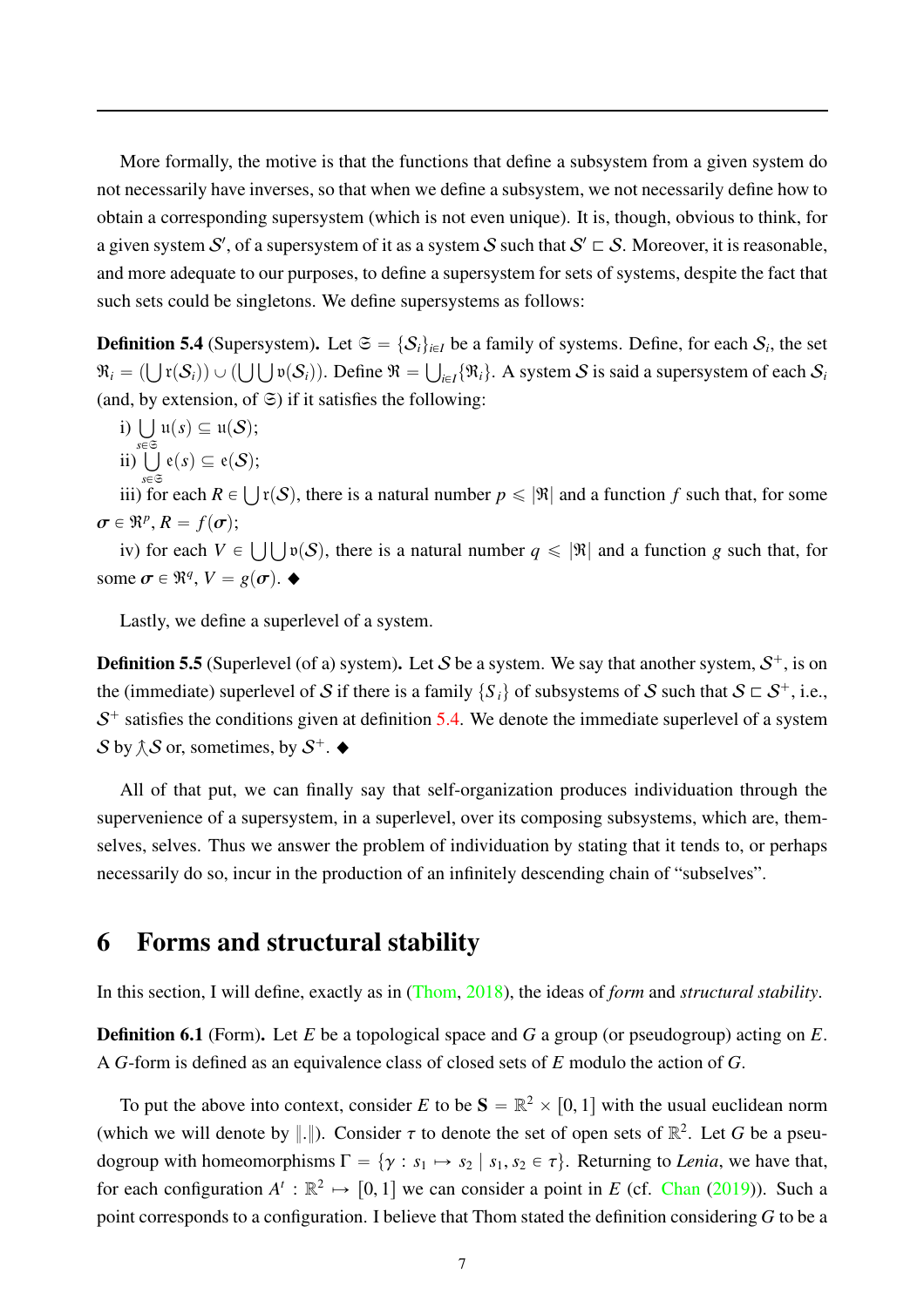More formally, the motive is that the functions that define a subsystem from a given system do not necessarily have inverses, so that when we define a subsystem, we not necessarily define how to obtain a corresponding supersystem (which is not even unique). It is, though, obvious to think, for a given system $\mathcal{S}'$, of a supersystem of it as a system $\mathcal{S}$ such that $\mathcal{S}' \sqsubset \mathcal{S}$. Moreover, it is reasonable, and more adequate to our purposes, to define a supersystem for sets of systems, despite the fact that such sets could be singletons. We define supersystems as follows:

**Definition 5.4** (Supersystem)**.** Let $\mathfrak{S} = \{\mathcal{S}_i\}_{i \in I}$ be a family of systems. Define, for each $\mathcal{S}_i$, the set $\mathfrak{R}_i = (\bigcup \mathfrak{r}(\mathcal{S}_i)) \cup (\bigcup \bigcup \mathfrak{v}(\mathcal{S}_i))$. Define $\mathfrak{R} = \bigcup_{i \in I} \{\mathfrak{R}_i\}$. A system $\mathcal{S}$ is said a supersystem of each $\mathcal{S}_i$ (and, by extension, of $\mathfrak{S}$) if it satisfies the following:

i) $\bigcup\limits_{s \in \mathfrak{S}} \mathfrak{u}(s) \subseteq \mathfrak{u}(\mathcal{S})$;

ii) $\bigcup\limits_{s \in \mathfrak{S}} \mathfrak{e}(s) \subseteq \mathfrak{e}(\mathcal{S})$;

iii) for each $R \in \bigcup \mathfrak{r}(\mathcal{S})$, there is a natural number $p \leqslant |\mathfrak{R}|$ and a function $f$ such that, for some $\boldsymbol{\sigma} \in \mathfrak{R}^p$, $R = f(\boldsymbol{\sigma})$;

iv) for each $V \in \bigcup \bigcup \mathfrak{v}(\mathcal{S})$, there is a natural number $q \leqslant |\mathfrak{R}|$ and a function $g$ such that, for some $\boldsymbol{\sigma} \in \mathfrak{R}^q$, $V = g(\boldsymbol{\sigma})$. ◆

Lastly, we define a superlevel of a system.

**Definition 5.5** (Superlevel (of a) system)**.** Let $\mathcal{S}$ be a system. We say that another system, $\mathcal{S}^+$, is on the (immediate) superlevel of $\mathcal{S}$ if there is a family $\{S_i\}$ of subsystems of $\mathcal{S}$ such that $\mathcal{S} \sqsubset \mathcal{S}^+$, i.e., $\mathcal{S}^+$ satisfies the conditions given at definition 5.4. We denote the immediate superlevel of a system $\mathcal{S}$ by $\curlywedge\mathcal{S}$ or, sometimes, by $\mathcal{S}^+$. ◆

All of that put, we can finally say that self-organization produces individuation through the supervenience of a supersystem, in a superlevel, over its composing subsystems, which are, themselves, selves. Thus we answer the problem of individuation by stating that it tends to, or perhaps necessarily do so, incur in the production of an infinitely descending chain of "subselves".

# 6 Forms and structural stability

In this section, I will define, exactly as in (Thom, 2018), the ideas of *form* and *structural stability*.

**Definition 6.1** (Form)**.** Let $E$ be a topological space and $G$ a group (or pseudogroup) acting on $E$. A $G$-form is defined as an equivalence class of closed sets of $E$ modulo the action of $G$.

To put the above into context, consider $E$ to be $\mathbf{S} = \mathbb{R}^2 \times [0, 1]$ with the usual euclidean norm (which we will denote by $\|.\|$). Consider $\tau$ to denote the set of open sets of $\mathbb{R}^2$. Let $G$ be a pseudogroup with homeomorphisms $\Gamma = \{\gamma : s_1 \mapsto s_2 \mid s_1, s_2 \in \tau\}$. Returning to *Lenia*, we have that, for each configuration $A^t : \mathbb{R}^2 \mapsto [0, 1]$ we can consider a point in $E$ (cf. Chan (2019)). Such a point corresponds to a configuration. I believe that Thom stated the definition considering $G$ to be a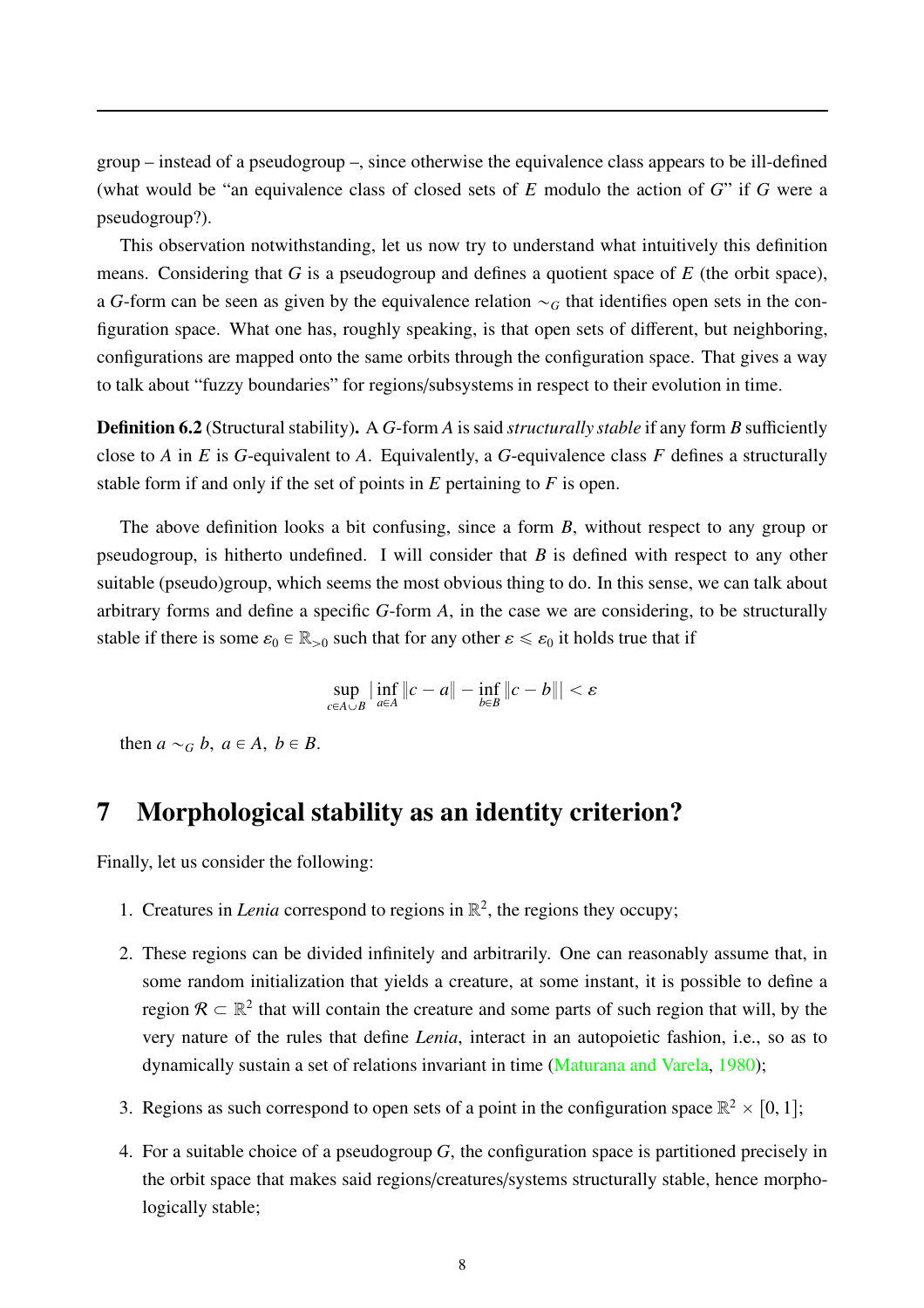group – instead of a pseudogroup –, since otherwise the equivalence class appears to be ill-defined (what would be "an equivalence class of closed sets of $E$ modulo the action of $G$" if $G$ were a pseudogroup?).

This observation notwithstanding, let us now try to understand what intuitively this definition means. Considering that $G$ is a pseudogroup and defines a quotient space of $E$ (the orbit space), a $G$-form can be seen as given by the equivalence relation $\sim_G$ that identifies open sets in the configuration space. What one has, roughly speaking, is that open sets of different, but neighboring, configurations are mapped onto the same orbits through the configuration space. That gives a way to talk about "fuzzy boundaries" for regions/subsystems in respect to their evolution in time.

**Definition 6.2** (Structural stability)**.** A $G$-form $A$ is said *structurally stable* if any form $B$ sufficiently close to $A$ in $E$ is $G$-equivalent to $A$. Equivalently, a $G$-equivalence class $F$ defines a structurally stable form if and only if the set of points in $E$ pertaining to $F$ is open.

The above definition looks a bit confusing, since a form $B$, without respect to any group or pseudogroup, is hitherto undefined. I will consider that $B$ is defined with respect to any other suitable (pseudo)group, which seems the most obvious thing to do. In this sense, we can talk about arbitrary forms and define a specific $G$-form $A$, in the case we are considering, to be structurally stable if there is some $\varepsilon_0 \in \mathbb{R}_{>0}$ such that for any other $\varepsilon \leqslant \varepsilon_0$ it holds true that if

$$\sup_{c \in A \cup B} |\inf_{a \in A} \|c - a\| - \inf_{b \in B} \|c - b\|| < \varepsilon$$

then $a \sim_G b,\ a \in A,\ b \in B$.

# 7 Morphological stability as an identity criterion?

Finally, let us consider the following:

1. Creatures in *Lenia* correspond to regions in $\mathbb{R}^2$, the regions they occupy;
2. These regions can be divided infinitely and arbitrarily. One can reasonably assume that, in some random initialization that yields a creature, at some instant, it is possible to define a region $\mathcal{R} \subset \mathbb{R}^2$ that will contain the creature and some parts of such region that will, by the very nature of the rules that define *Lenia*, interact in an autopoietic fashion, i.e., so as to dynamically sustain a set of relations invariant in time (Maturana and Varela, 1980);
3. Regions as such correspond to open sets of a point in the configuration space $\mathbb{R}^2 \times [0, 1]$;
4. For a suitable choice of a pseudogroup $G$, the configuration space is partitioned precisely in the orbit space that makes said regions/creatures/systems structurally stable, hence morphologically stable;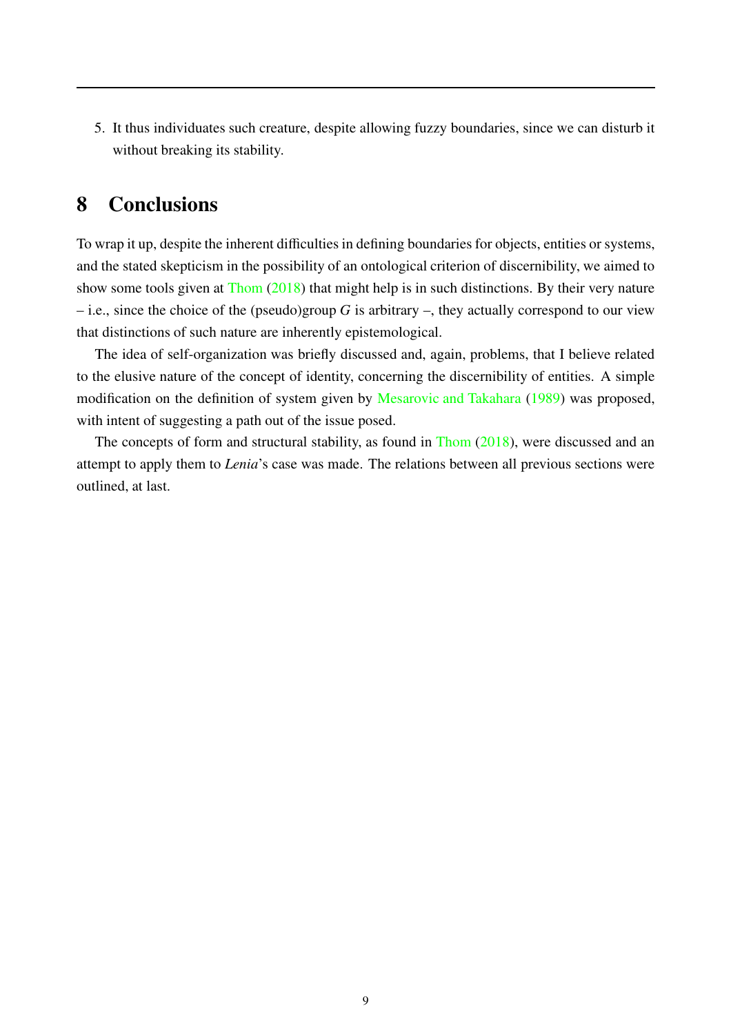5. It thus individuates such creature, despite allowing fuzzy boundaries, since we can disturb it without breaking its stability.

# 8 Conclusions

To wrap it up, despite the inherent difficulties in defining boundaries for objects, entities or systems, and the stated skepticism in the possibility of an ontological criterion of discernibility, we aimed to show some tools given at Thom (2018) that might help is in such distinctions. By their very nature – i.e., since the choice of the (pseudo)group $G$ is arbitrary –, they actually correspond to our view that distinctions of such nature are inherently epistemological.

The idea of self-organization was briefly discussed and, again, problems, that I believe related to the elusive nature of the concept of identity, concerning the discernibility of entities. A simple modification on the definition of system given by Mesarovic and Takahara (1989) was proposed, with intent of suggesting a path out of the issue posed.

The concepts of form and structural stability, as found in Thom (2018), were discussed and an attempt to apply them to *Lenia*'s case was made. The relations between all previous sections were outlined, at last.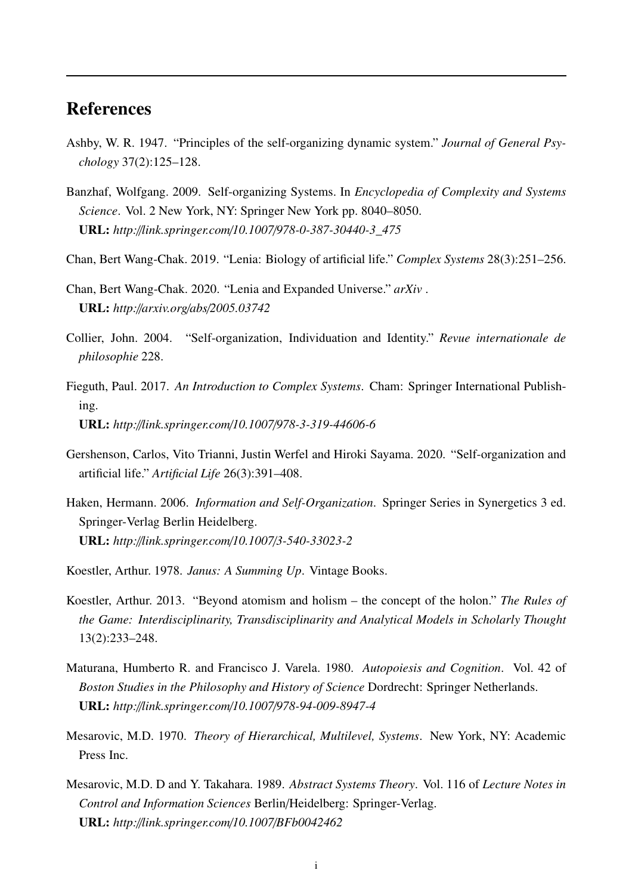## References

Ashby, W. R. 1947. "Principles of the self-organizing dynamic system." *Journal of General Psychology* 37(2):125–128.

Banzhaf, Wolfgang. 2009. Self-organizing Systems. In *Encyclopedia of Complexity and Systems Science*. Vol. 2 New York, NY: Springer New York pp. 8040–8050.
**URL:** *http://link.springer.com/10.1007/978-0-387-30440-3_475*

Chan, Bert Wang-Chak. 2019. "Lenia: Biology of artificial life." *Complex Systems* 28(3):251–256.

Chan, Bert Wang-Chak. 2020. "Lenia and Expanded Universe." *arXiv* .
**URL:** *http://arxiv.org/abs/2005.03742*

Collier, John. 2004. "Self-organization, Individuation and Identity." *Revue internationale de philosophie* 228.

Fieguth, Paul. 2017. *An Introduction to Complex Systems*. Cham: Springer International Publishing.
**URL:** *http://link.springer.com/10.1007/978-3-319-44606-6*

Gershenson, Carlos, Vito Trianni, Justin Werfel and Hiroki Sayama. 2020. "Self-organization and artificial life." *Artificial Life* 26(3):391–408.

Haken, Hermann. 2006. *Information and Self-Organization*. Springer Series in Synergetics 3 ed. Springer-Verlag Berlin Heidelberg.
**URL:** *http://link.springer.com/10.1007/3-540-33023-2*

Koestler, Arthur. 1978. *Janus: A Summing Up*. Vintage Books.

Koestler, Arthur. 2013. "Beyond atomism and holism – the concept of the holon." *The Rules of the Game: Interdisciplinarity, Transdisciplinarity and Analytical Models in Scholarly Thought* 13(2):233–248.

Maturana, Humberto R. and Francisco J. Varela. 1980. *Autopoiesis and Cognition*. Vol. 42 of *Boston Studies in the Philosophy and History of Science* Dordrecht: Springer Netherlands.
**URL:** *http://link.springer.com/10.1007/978-94-009-8947-4*

Mesarovic, M.D. 1970. *Theory of Hierarchical, Multilevel, Systems*. New York, NY: Academic Press Inc.

Mesarovic, M.D. D and Y. Takahara. 1989. *Abstract Systems Theory*. Vol. 116 of *Lecture Notes in Control and Information Sciences* Berlin/Heidelberg: Springer-Verlag.
**URL:** *http://link.springer.com/10.1007/BFb0042462*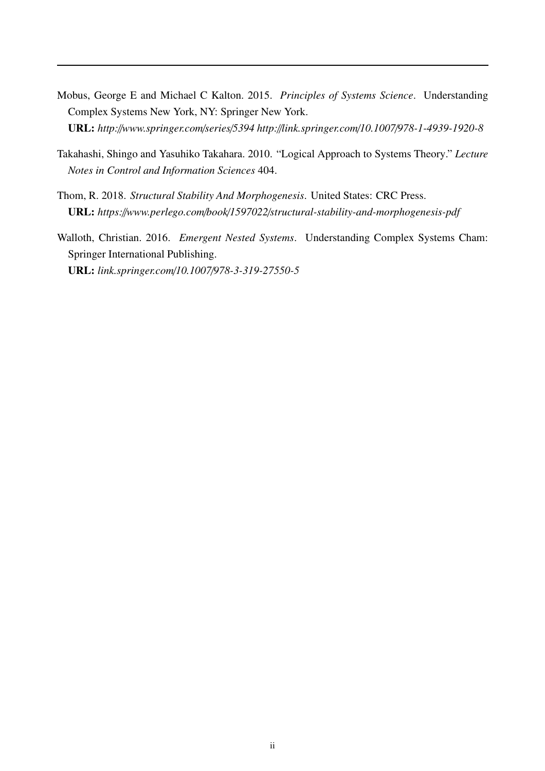Mobus, George E and Michael C Kalton. 2015. *Principles of Systems Science*. Understanding Complex Systems New York, NY: Springer New York.
**URL:** *http://www.springer.com/series/5394 http://link.springer.com/10.1007/978-1-4939-1920-8*

Takahashi, Shingo and Yasuhiko Takahara. 2010. "Logical Approach to Systems Theory." *Lecture Notes in Control and Information Sciences* 404.

Thom, R. 2018. *Structural Stability And Morphogenesis*. United States: CRC Press.
**URL:** *https://www.perlego.com/book/1597022/structural-stability-and-morphogenesis-pdf*

Walloth, Christian. 2016. *Emergent Nested Systems*. Understanding Complex Systems Cham: Springer International Publishing.
**URL:** *link.springer.com/10.1007/978-3-319-27550-5*